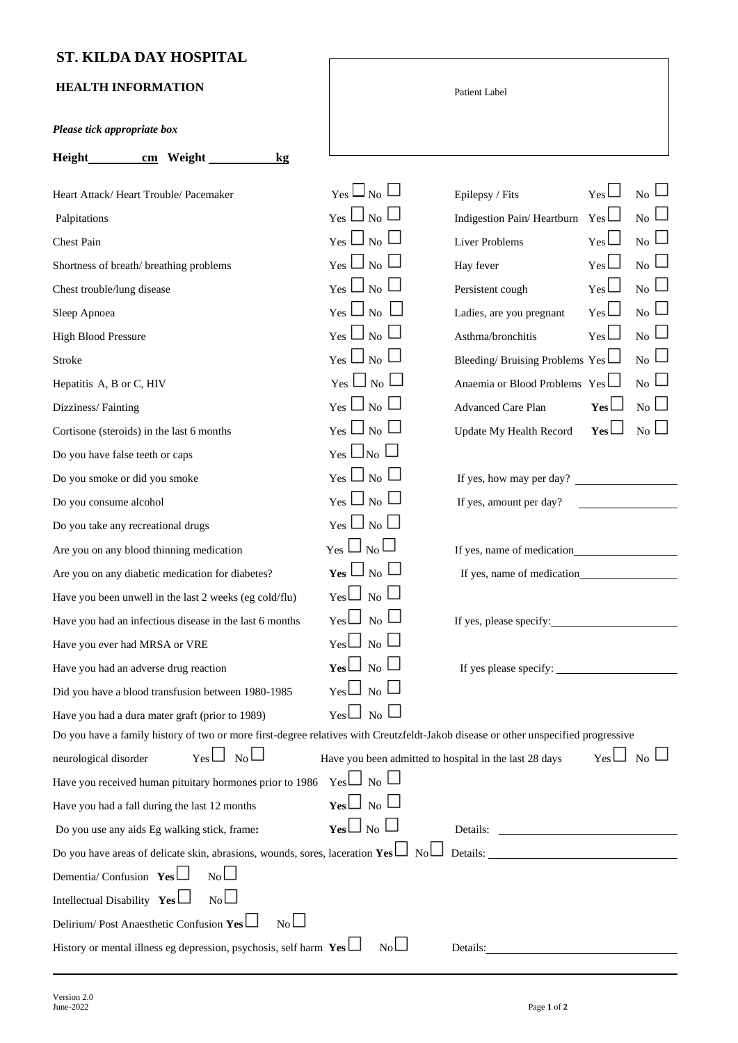# ST. KILDA DAY HOSPITAL

## HEALTH INFORMATION

Patient Label

*Please tick appropriate box*

**Height________cm Weight __________kg**

| | | | |
|---|---|---|---|
| Heart Attack/ Heart Trouble/ Pacemaker | Yes ☐ No ☐ | Epilepsy / Fits | Yes ☐ No ☐ |
| Palpitations | Yes ☐ No ☐ | Indigestion Pain/ Heartburn | Yes ☐ No ☐ |
| Chest Pain | Yes ☐ No ☐ | Liver Problems | Yes ☐ No ☐ |
| Shortness of breath/ breathing problems | Yes ☐ No ☐ | Hay fever | Yes ☐ No ☐ |
| Chest trouble/lung disease | Yes ☐ No ☐ | Persistent cough | Yes ☐ No ☐ |
| Sleep Apnoea | Yes ☐ No ☐ | Ladies, are you pregnant | Yes ☐ No ☐ |
| High Blood Pressure | Yes ☐ No ☐ | Asthma/bronchitis | Yes ☐ No ☐ |
| Stroke | Yes ☐ No ☐ | Bleeding/ Bruising Problems | Yes ☐ No ☐ |
| Hepatitis A, B or C, HIV | Yes ☐ No ☐ | Anaemia or Blood Problems | Yes ☐ No ☐ |
| Dizziness/ Fainting | Yes ☐ No ☐ | Advanced Care Plan | **Yes** ☐ No ☐ |
| Cortisone (steroids) in the last 6 months | Yes ☐ No ☐ | Update My Health Record | **Yes** ☐ No ☐ |
| Do you have false teeth or caps | Yes ☐ No ☐ | | |
| Do you smoke or did you smoke | Yes ☐ No ☐ | If yes, how may per day? ____________ | |
| Do you consume alcohol | Yes ☐ No ☐ | If yes, amount per day? ____________ | |
| Do you take any recreational drugs | Yes ☐ No ☐ | | |
| Are you on any blood thinning medication | Yes ☐ No ☐ | If yes, name of medication____________ | |
| Are you on any diabetic medication for diabetes? | **Yes** ☐ No ☐ | If yes, name of medication____________ | |
| Have you been unwell in the last 2 weeks (eg cold/flu) | Yes ☐ No ☐ | | |
| Have you had an infectious disease in the last 6 months | Yes ☐ No ☐ | If yes, please specify:____________ | |
| Have you ever had MRSA or VRE | Yes ☐ No ☐ | | |
| Have you had an adverse drug reaction | **Yes** ☐ No ☐ | If yes please specify: ____________ | |
| Did you have a blood transfusion between 1980-1985 | Yes ☐ No ☐ | | |
| Have you had a dura mater graft (prior to 1989) | Yes ☐ No ☐ | | |

Do you have a family history of two or more first-degree relatives with Creutzfeldt-Jakob disease or other unspecified progressive neurological disorder Yes ☐ No ☐

Have you been admitted to hospital in the last 28 days Yes ☐ No ☐

Have you received human pituitary hormones prior to 1986 Yes ☐ No ☐

Have you had a fall during the last 12 months **Yes** ☐ No ☐

Do you use any aids Eg walking stick, frame**:** **Yes** ☐ No ☐ Details: ____________

Do you have areas of delicate skin, abrasions, wounds, sores, laceration **Yes** ☐ No ☐ Details: ____________

Dementia/ Confusion **Yes** ☐ No ☐

Intellectual Disability **Yes** ☐ No ☐

Delirium/ Post Anaesthetic Confusion **Yes** ☐ No ☐

History or mental illness eg depression, psychosis, self harm **Yes** ☐ No ☐ Details: ____________

Version 2.0
June-2022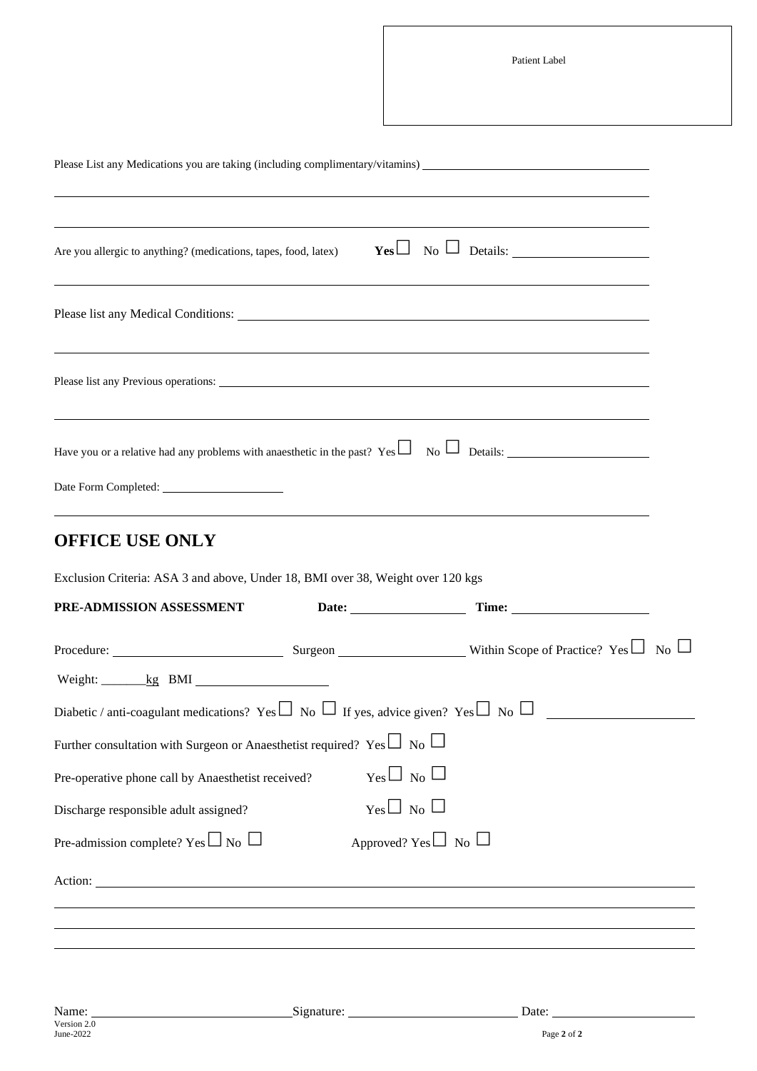Patient Label

Please List any Medications you are taking (including complimentary/vitamins) ______________________

______________________________________________________________________

______________________________________________________________________

Are you allergic to anything? (medications, tapes, food, latex) **Yes** ☐ No ☐ Details: ______________

______________________________________________________________________

Please list any Medical Conditions: ______________________________________

______________________________________________________________________

Please list any Previous operations: ______________________________________

______________________________________________________________________

Have you or a relative had any problems with anaesthetic in the past? Yes ☐ No ☐ Details: ______________

Date Form Completed: ______________

## OFFICE USE ONLY

Exclusion Criteria: ASA 3 and above, Under 18, BMI over 38, Weight over 120 kgs

**PRE-ADMISSION ASSESSMENT** **Date:** ______________ **Time:** ______________

Procedure: ______________ Surgeon ______________ Within Scope of Practice? Yes ☐ No ☐

Weight: _______kg BMI ______________

Diabetic / anti-coagulant medications? Yes ☐ No ☐ If yes, advice given? Yes ☐ No ☐ ______________

Further consultation with Surgeon or Anaesthetist required? Yes ☐ No ☐

Pre-operative phone call by Anaesthetist received? Yes ☐ No ☐

Discharge responsible adult assigned? Yes ☐ No ☐

Pre-admission complete? Yes ☐ No ☐ Approved? Yes ☐ No ☐

Action: ______________________________________________________________

______________________________________________________________________

______________________________________________________________________

______________________________________________________________________

Name: ______________ Signature: ______________ Date: ______________

Version 2.0
June-2022